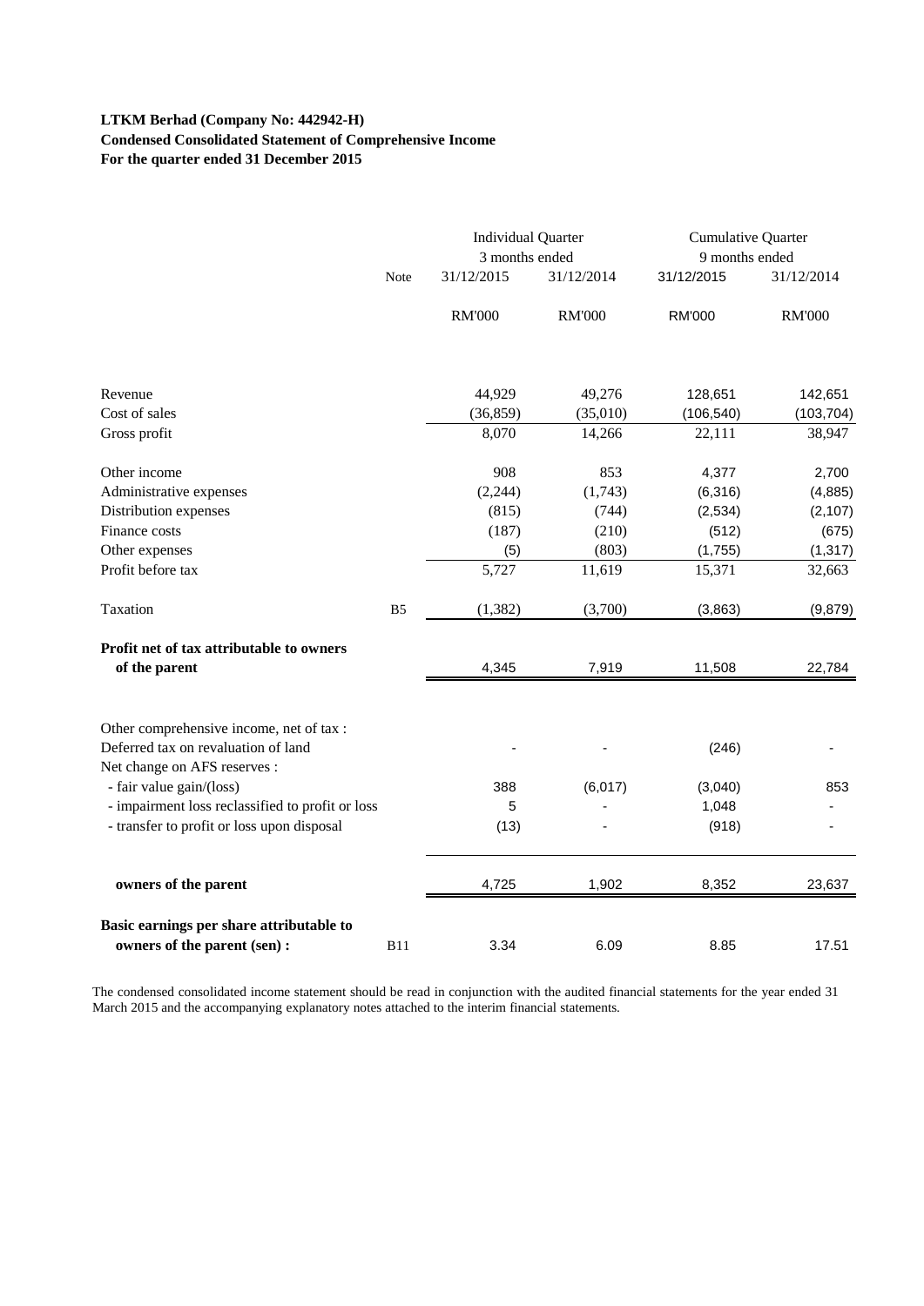**LTKM Berhad (Company No: 442942-H)**
**Condensed Consolidated Statement of Comprehensive Income**
**For the quarter ended 31 December 2015**

| | Note | Individual Quarter | | Cumulative Quarter | |
|---|---|---|---|---|---|
| | | 3 months ended | | 9 months ended | |
| | | 31/12/2015 | 31/12/2014 | 31/12/2015 | 31/12/2014 |
| | | RM'000 | RM'000 | RM'000 | RM'000 |
| Revenue | | 44,929 | 49,276 | 128,651 | 142,651 |
| Cost of sales | | (36,859) | (35,010) | (106,540) | (103,704) |
| Gross profit | | 8,070 | 14,266 | 22,111 | 38,947 |
| Other income | | 908 | 853 | 4,377 | 2,700 |
| Administrative expenses | | (2,244) | (1,743) | (6,316) | (4,885) |
| Distribution expenses | | (815) | (744) | (2,534) | (2,107) |
| Finance costs | | (187) | (210) | (512) | (675) |
| Other expenses | | (5) | (803) | (1,755) | (1,317) |
| Profit before tax | | 5,727 | 11,619 | 15,371 | 32,663 |
| Taxation | B5 | (1,382) | (3,700) | (3,863) | (9,879) |
| **Profit net of tax attributable to owners of the parent** | | 4,345 | 7,919 | 11,508 | 22,784 |
| Other comprehensive income, net of tax : | | | | | |
| Deferred tax on revaluation of land | | - | - | (246) | - |
| Net change on AFS reserves : | | | | | |
| - fair value gain/(loss) | | 388 | (6,017) | (3,040) | 853 |
| - impairment loss reclassified to profit or loss | | 5 | - | 1,048 | - |
| - transfer to profit or loss upon disposal | | (13) | - | (918) | - |
| **owners of the parent** | | 4,725 | 1,902 | 8,352 | 23,637 |
| **Basic earnings per share attributable to owners of the parent (sen) :** | B11 | 3.34 | 6.09 | 8.85 | 17.51 |

The condensed consolidated income statement should be read in conjunction with the audited financial statements for the year ended 31 March 2015 and the accompanying explanatory notes attached to the interim financial statements.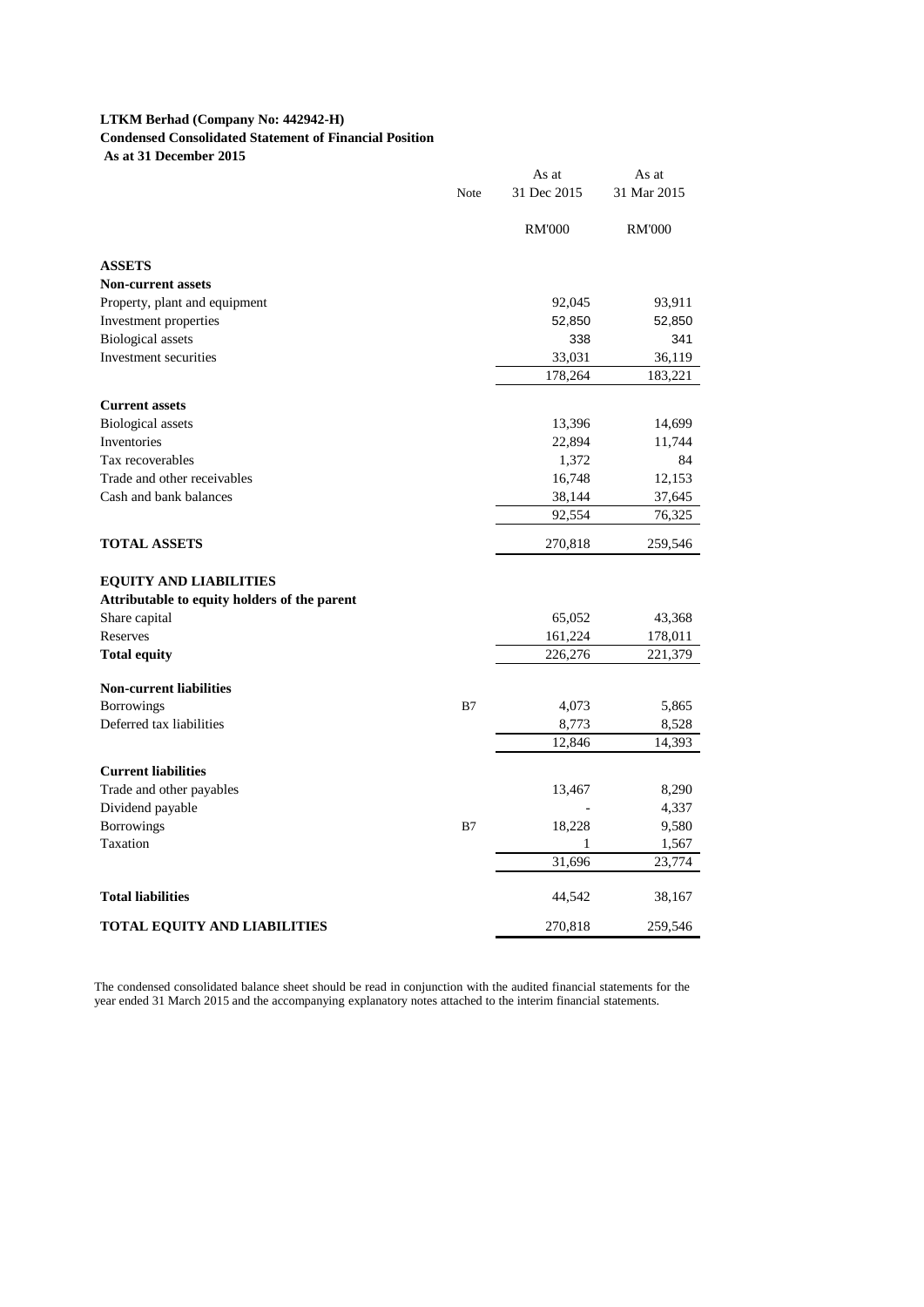**LTKM Berhad (Company No: 442942-H)**
**Condensed Consolidated Statement of Financial Position**
**As at 31 December 2015**

| | Note | As at 31 Dec 2015 | As at 31 Mar 2015 |
|---|---|---|---|
| | | RM'000 | RM'000 |
| **ASSETS** | | | |
| **Non-current assets** | | | |
| Property, plant and equipment | | 92,045 | 93,911 |
| Investment properties | | 52,850 | 52,850 |
| Biological assets | | 338 | 341 |
| Investment securities | | 33,031 | 36,119 |
| | | 178,264 | 183,221 |
| **Current assets** | | | |
| Biological assets | | 13,396 | 14,699 |
| Inventories | | 22,894 | 11,744 |
| Tax recoverables | | 1,372 | 84 |
| Trade and other receivables | | 16,748 | 12,153 |
| Cash and bank balances | | 38,144 | 37,645 |
| | | 92,554 | 76,325 |
| **TOTAL ASSETS** | | 270,818 | 259,546 |
| **EQUITY AND LIABILITIES** | | | |
| **Attributable to equity holders of the parent** | | | |
| Share capital | | 65,052 | 43,368 |
| Reserves | | 161,224 | 178,011 |
| **Total equity** | | 226,276 | 221,379 |
| **Non-current liabilities** | | | |
| Borrowings | B7 | 4,073 | 5,865 |
| Deferred tax liabilities | | 8,773 | 8,528 |
| | | 12,846 | 14,393 |
| **Current liabilities** | | | |
| Trade and other payables | | 13,467 | 8,290 |
| Dividend payable | | - | 4,337 |
| Borrowings | B7 | 18,228 | 9,580 |
| Taxation | | 1 | 1,567 |
| | | 31,696 | 23,774 |
| **Total liabilities** | | 44,542 | 38,167 |
| **TOTAL EQUITY AND LIABILITIES** | | 270,818 | 259,546 |

The condensed consolidated balance sheet should be read in conjunction with the audited financial statements for the year ended 31 March 2015 and the accompanying explanatory notes attached to the interim financial statements.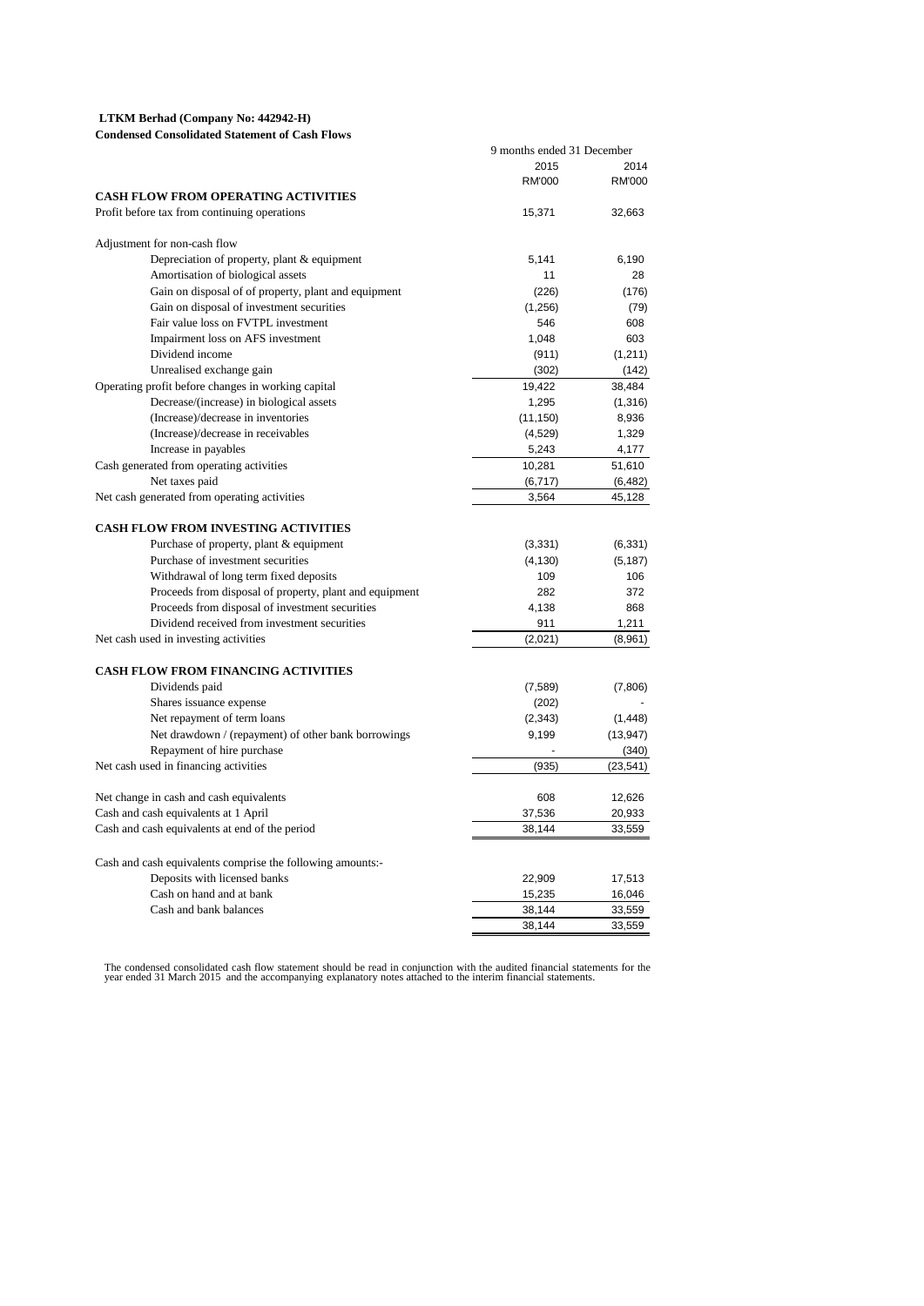**LTKM Berhad (Company No: 442942-H)**
**Condensed Consolidated Statement of Cash Flows**

| | 9 months ended 31 December | |
|---|---|---|
| | 2015 | 2014 |
| | RM'000 | RM'000 |
| **CASH FLOW FROM OPERATING ACTIVITIES** | | |
| Profit before tax from continuing operations | 15,371 | 32,663 |
| | | |
| Adjustment for non-cash flow | | |
| Depreciation of property, plant & equipment | 5,141 | 6,190 |
| Amortisation of biological assets | 11 | 28 |
| Gain on disposal of of property, plant and equipment | (226) | (176) |
| Gain on disposal of investment securities | (1,256) | (79) |
| Fair value loss on FVTPL investment | 546 | 608 |
| Impairment loss on AFS investment | 1,048 | 603 |
| Dividend income | (911) | (1,211) |
| Unrealised exchange gain | (302) | (142) |
| Operating profit before changes in working capital | 19,422 | 38,484 |
| Decrease/(increase) in biological assets | 1,295 | (1,316) |
| (Increase)/decrease in inventories | (11,150) | 8,936 |
| (Increase)/decrease in receivables | (4,529) | 1,329 |
| Increase in payables | 5,243 | 4,177 |
| Cash generated from operating activities | 10,281 | 51,610 |
| Net taxes paid | (6,717) | (6,482) |
| Net cash generated from operating activities | 3,564 | 45,128 |
| | | |
| **CASH FLOW FROM INVESTING ACTIVITIES** | | |
| Purchase of property, plant & equipment | (3,331) | (6,331) |
| Purchase of investment securities | (4,130) | (5,187) |
| Withdrawal of long term fixed deposits | 109 | 106 |
| Proceeds from disposal of property, plant and equipment | 282 | 372 |
| Proceeds from disposal of investment securities | 4,138 | 868 |
| Dividend received from investment securities | 911 | 1,211 |
| Net cash used in investing activities | (2,021) | (8,961) |
| | | |
| **CASH FLOW FROM FINANCING ACTIVITIES** | | |
| Dividends paid | (7,589) | (7,806) |
| Shares issuance expense | (202) | - |
| Net repayment of term loans | (2,343) | (1,448) |
| Net drawdown / (repayment) of other bank borrowings | 9,199 | (13,947) |
| Repayment of hire purchase | - | (340) |
| Net cash used in financing activities | (935) | (23,541) |
| | | |
| Net change in cash and cash equivalents | 608 | 12,626 |
| Cash and cash equivalents at 1 April | 37,536 | 20,933 |
| Cash and cash equivalents at end of the period | 38,144 | 33,559 |
| | | |
| Cash and cash equivalents comprise the following amounts:- | | |
| Deposits with licensed banks | 22,909 | 17,513 |
| Cash on hand and at bank | 15,235 | 16,046 |
| Cash and bank balances | 38,144 | 33,559 |
| | 38,144 | 33,559 |

The condensed consolidated cash flow statement should be read in conjunction with the audited financial statements for the year ended 31 March 2015 and the accompanying explanatory notes attached to the interim financial statements.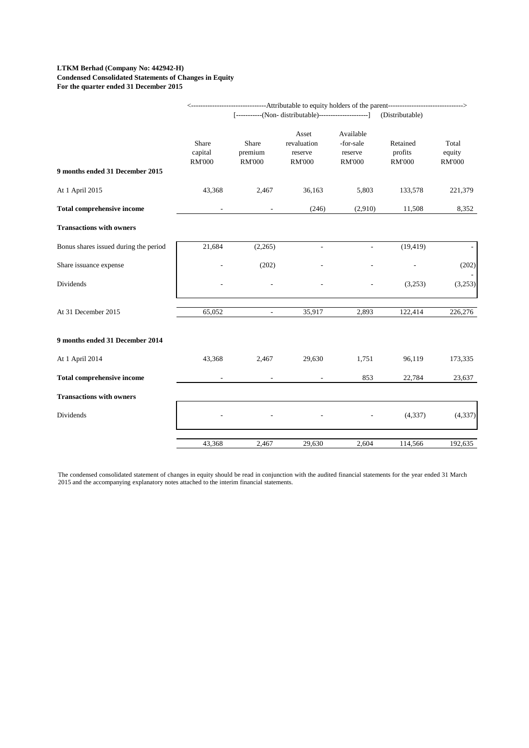**LTKM Berhad (Company No: 442942-H)**
**Condensed Consolidated Statements of Changes in Equity**
**For the quarter ended 31 December 2015**

| | <------ Attributable to equity holders of the parent ------> | | | | | |
|---|---|---|---|---|---|---|
| | [------(Non- distributable)------] | | | | (Distributable) | |
| | Share capital RM'000 | Share premium RM'000 | Asset revaluation reserve RM'000 | Available -for-sale reserve RM'000 | Retained profits RM'000 | Total equity RM'000 |
| **9 months ended 31 December 2015** | | | | | | |
| At 1 April 2015 | 43,368 | 2,467 | 36,163 | 5,803 | 133,578 | 221,379 |
| **Total comprehensive income** | - | - | (246) | (2,910) | 11,508 | 8,352 |
| **Transactions with owners** | | | | | | |
| Bonus shares issued during the period | 21,684 | (2,265) | - | - | (19,419) | - |
| Share issuance expense | - | (202) | - | - | - | (202) |
| Dividends | - | - | - | - | (3,253) | (3,253) |
| At 31 December 2015 | 65,052 | - | 35,917 | 2,893 | 122,414 | 226,276 |
| **9 months ended 31 December 2014** | | | | | | |
| At 1 April 2014 | 43,368 | 2,467 | 29,630 | 1,751 | 96,119 | 173,335 |
| **Total comprehensive income** | - | - | - | 853 | 22,784 | 23,637 |
| **Transactions with owners** | | | | | | |
| Dividends | - | - | - | - | (4,337) | (4,337) |
| | 43,368 | 2,467 | 29,630 | 2,604 | 114,566 | 192,635 |

The condensed consolidated statement of changes in equity should be read in conjunction with the audited financial statements for the year ended 31 March 2015 and the accompanying explanatory notes attached to the interim financial statements.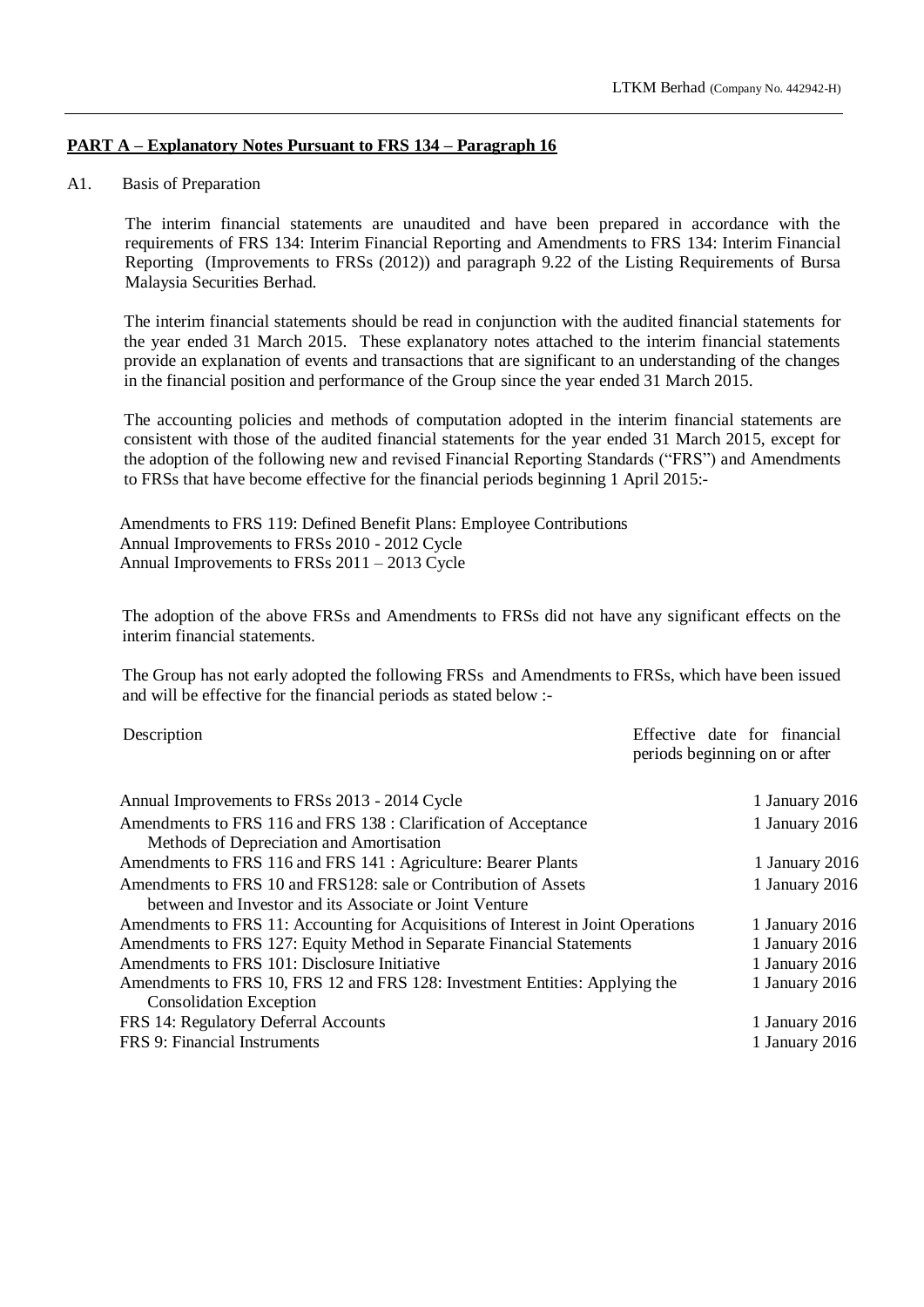## PART A – Explanatory Notes Pursuant to FRS 134 – Paragraph 16

A1. Basis of Preparation

The interim financial statements are unaudited and have been prepared in accordance with the requirements of FRS 134: Interim Financial Reporting and Amendments to FRS 134: Interim Financial Reporting (Improvements to FRSs (2012)) and paragraph 9.22 of the Listing Requirements of Bursa Malaysia Securities Berhad.

The interim financial statements should be read in conjunction with the audited financial statements for the year ended 31 March 2015. These explanatory notes attached to the interim financial statements provide an explanation of events and transactions that are significant to an understanding of the changes in the financial position and performance of the Group since the year ended 31 March 2015.

The accounting policies and methods of computation adopted in the interim financial statements are consistent with those of the audited financial statements for the year ended 31 March 2015, except for the adoption of the following new and revised Financial Reporting Standards ("FRS") and Amendments to FRSs that have become effective for the financial periods beginning 1 April 2015:-

Amendments to FRS 119: Defined Benefit Plans: Employee Contributions
Annual Improvements to FRSs 2010 - 2012 Cycle
Annual Improvements to FRSs 2011 – 2013 Cycle

The adoption of the above FRSs and Amendments to FRSs did not have any significant effects on the interim financial statements.

The Group has not early adopted the following FRSs and Amendments to FRSs, which have been issued and will be effective for the financial periods as stated below :-

| Description | Effective date for financial periods beginning on or after |
|---|---|
| Annual Improvements to FRSs 2013 - 2014 Cycle | 1 January 2016 |
| Amendments to FRS 116 and FRS 138 : Clarification of Acceptance Methods of Depreciation and Amortisation | 1 January 2016 |
| Amendments to FRS 116 and FRS 141 : Agriculture: Bearer Plants | 1 January 2016 |
| Amendments to FRS 10 and FRS128: sale or Contribution of Assets between and Investor and its Associate or Joint Venture | 1 January 2016 |
| Amendments to FRS 11: Accounting for Acquisitions of Interest in Joint Operations | 1 January 2016 |
| Amendments to FRS 127: Equity Method in Separate Financial Statements | 1 January 2016 |
| Amendments to FRS 101: Disclosure Initiative | 1 January 2016 |
| Amendments to FRS 10, FRS 12 and FRS 128: Investment Entities: Applying the Consolidation Exception | 1 January 2016 |
| FRS 14: Regulatory Deferral Accounts | 1 January 2016 |
| FRS 9: Financial Instruments | 1 January 2016 |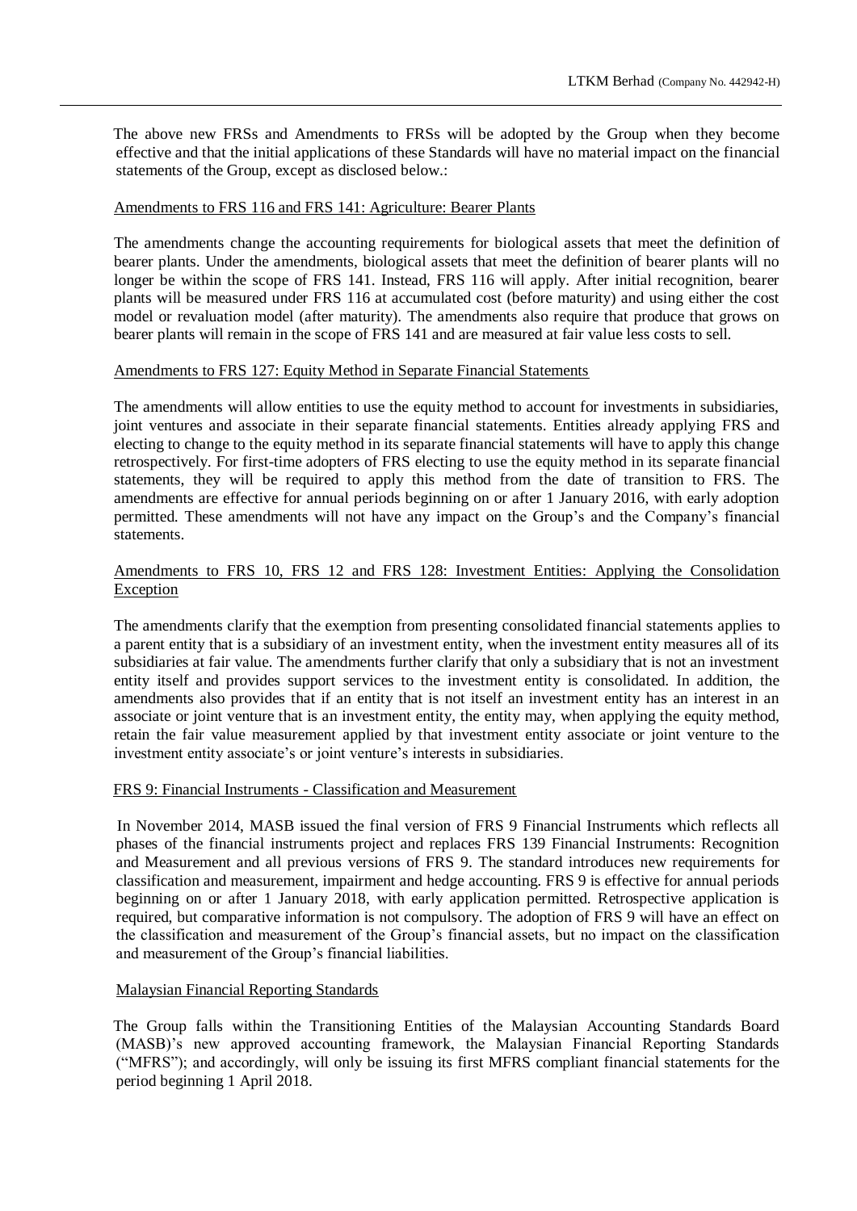The above new FRSs and Amendments to FRSs will be adopted by the Group when they become effective and that the initial applications of these Standards will have no material impact on the financial statements of the Group, except as disclosed below.:

Amendments to FRS 116 and FRS 141: Agriculture: Bearer Plants

The amendments change the accounting requirements for biological assets that meet the definition of bearer plants. Under the amendments, biological assets that meet the definition of bearer plants will no longer be within the scope of FRS 141. Instead, FRS 116 will apply. After initial recognition, bearer plants will be measured under FRS 116 at accumulated cost (before maturity) and using either the cost model or revaluation model (after maturity). The amendments also require that produce that grows on bearer plants will remain in the scope of FRS 141 and are measured at fair value less costs to sell.

Amendments to FRS 127: Equity Method in Separate Financial Statements

The amendments will allow entities to use the equity method to account for investments in subsidiaries, joint ventures and associate in their separate financial statements. Entities already applying FRS and electing to change to the equity method in its separate financial statements will have to apply this change retrospectively. For first-time adopters of FRS electing to use the equity method in its separate financial statements, they will be required to apply this method from the date of transition to FRS. The amendments are effective for annual periods beginning on or after 1 January 2016, with early adoption permitted. These amendments will not have any impact on the Group's and the Company's financial statements.

Amendments to FRS 10, FRS 12 and FRS 128: Investment Entities: Applying the Consolidation Exception

The amendments clarify that the exemption from presenting consolidated financial statements applies to a parent entity that is a subsidiary of an investment entity, when the investment entity measures all of its subsidiaries at fair value. The amendments further clarify that only a subsidiary that is not an investment entity itself and provides support services to the investment entity is consolidated. In addition, the amendments also provides that if an entity that is not itself an investment entity has an interest in an associate or joint venture that is an investment entity, the entity may, when applying the equity method, retain the fair value measurement applied by that investment entity associate or joint venture to the investment entity associate's or joint venture's interests in subsidiaries.

FRS 9: Financial Instruments - Classification and Measurement

In November 2014, MASB issued the final version of FRS 9 Financial Instruments which reflects all phases of the financial instruments project and replaces FRS 139 Financial Instruments: Recognition and Measurement and all previous versions of FRS 9. The standard introduces new requirements for classification and measurement, impairment and hedge accounting. FRS 9 is effective for annual periods beginning on or after 1 January 2018, with early application permitted. Retrospective application is required, but comparative information is not compulsory. The adoption of FRS 9 will have an effect on the classification and measurement of the Group's financial assets, but no impact on the classification and measurement of the Group's financial liabilities.

Malaysian Financial Reporting Standards

The Group falls within the Transitioning Entities of the Malaysian Accounting Standards Board (MASB)'s new approved accounting framework, the Malaysian Financial Reporting Standards ("MFRS"); and accordingly, will only be issuing its first MFRS compliant financial statements for the period beginning 1 April 2018.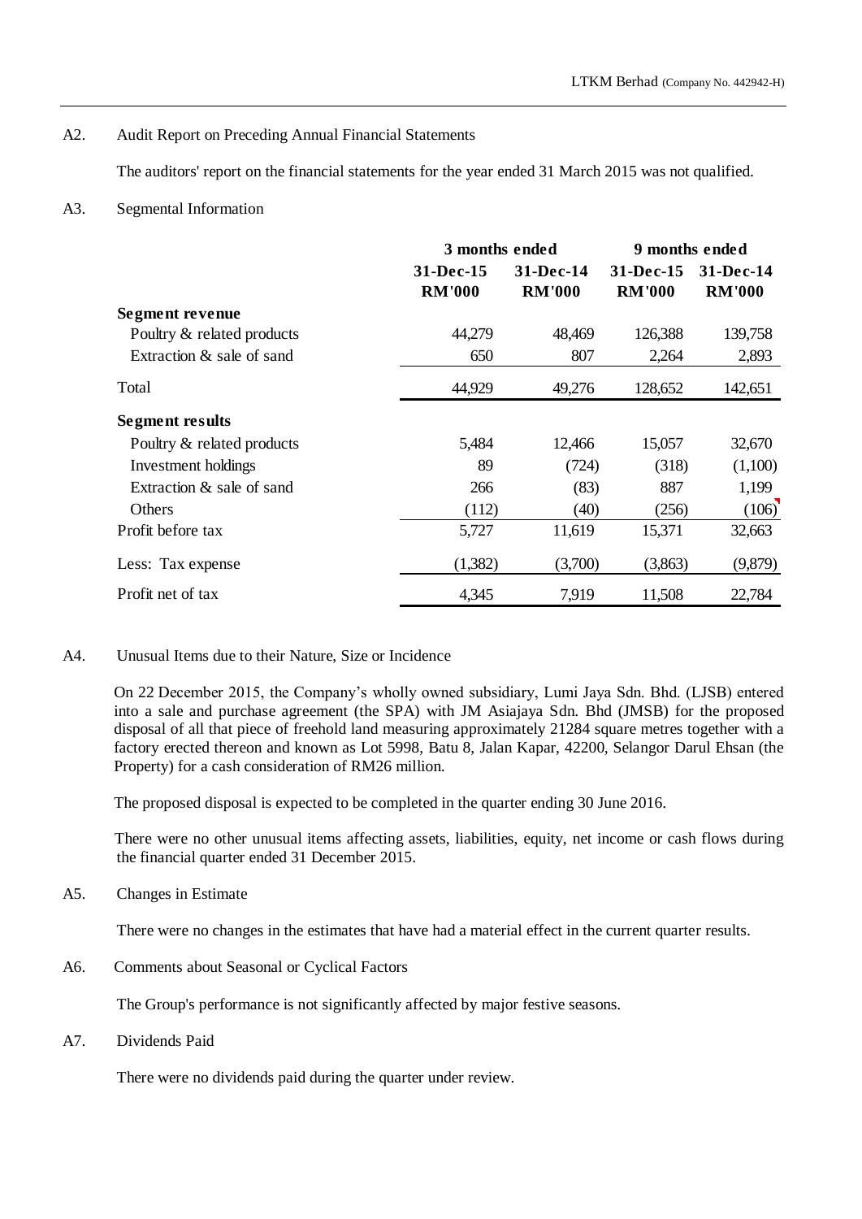A2. Audit Report on Preceding Annual Financial Statements

The auditors' report on the financial statements for the year ended 31 March 2015 was not qualified.

A3. Segmental Information

| | 3 months ended | | 9 months ended | |
|---|---|---|---|---|
| | 31-Dec-15 RM'000 | 31-Dec-14 RM'000 | 31-Dec-15 RM'000 | 31-Dec-14 RM'000 |
| **Segment revenue** | | | | |
| Poultry & related products | 44,279 | 48,469 | 126,388 | 139,758 |
| Extraction & sale of sand | 650 | 807 | 2,264 | 2,893 |
| Total | 44,929 | 49,276 | 128,652 | 142,651 |
| **Segment results** | | | | |
| Poultry & related products | 5,484 | 12,466 | 15,057 | 32,670 |
| Investment holdings | 89 | (724) | (318) | (1,100) |
| Extraction & sale of sand | 266 | (83) | 887 | 1,199 |
| Others | (112) | (40) | (256) | (106) |
| Profit before tax | 5,727 | 11,619 | 15,371 | 32,663 |
| Less: Tax expense | (1,382) | (3,700) | (3,863) | (9,879) |
| Profit net of tax | 4,345 | 7,919 | 11,508 | 22,784 |

A4. Unusual Items due to their Nature, Size or Incidence

On 22 December 2015, the Company's wholly owned subsidiary, Lumi Jaya Sdn. Bhd. (LJSB) entered into a sale and purchase agreement (the SPA) with JM Asiajaya Sdn. Bhd (JMSB) for the proposed disposal of all that piece of freehold land measuring approximately 21284 square metres together with a factory erected thereon and known as Lot 5998, Batu 8, Jalan Kapar, 42200, Selangor Darul Ehsan (the Property) for a cash consideration of RM26 million.

The proposed disposal is expected to be completed in the quarter ending 30 June 2016.

There were no other unusual items affecting assets, liabilities, equity, net income or cash flows during the financial quarter ended 31 December 2015.

A5. Changes in Estimate

There were no changes in the estimates that have had a material effect in the current quarter results.

A6. Comments about Seasonal or Cyclical Factors

The Group's performance is not significantly affected by major festive seasons.

A7. Dividends Paid

There were no dividends paid during the quarter under review.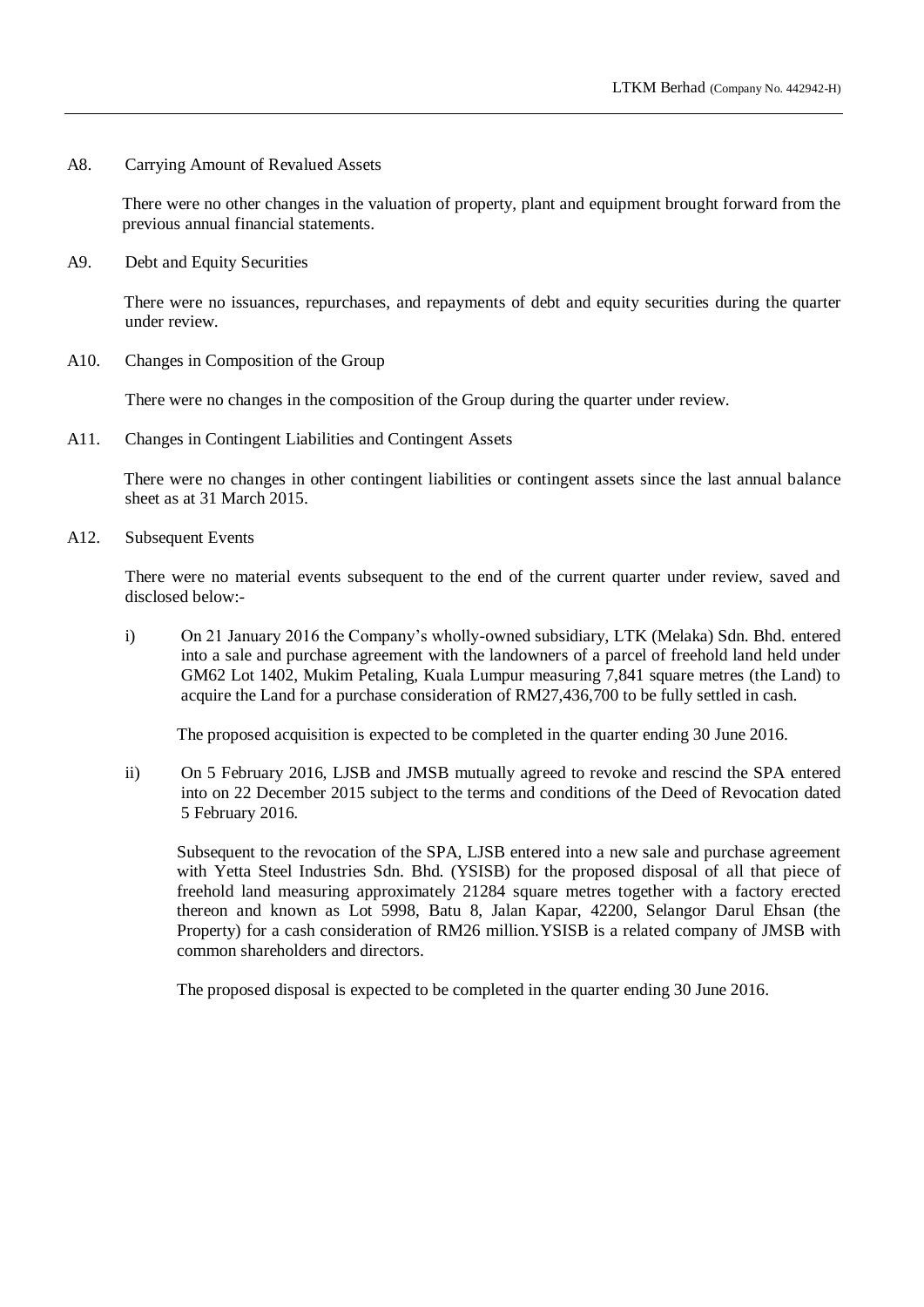A8. Carrying Amount of Revalued Assets

There were no other changes in the valuation of property, plant and equipment brought forward from the previous annual financial statements.

A9. Debt and Equity Securities

There were no issuances, repurchases, and repayments of debt and equity securities during the quarter under review.

A10. Changes in Composition of the Group

There were no changes in the composition of the Group during the quarter under review.

A11. Changes in Contingent Liabilities and Contingent Assets

There were no changes in other contingent liabilities or contingent assets since the last annual balance sheet as at 31 March 2015.

A12. Subsequent Events

There were no material events subsequent to the end of the current quarter under review, saved and disclosed below:-

i) On 21 January 2016 the Company's wholly-owned subsidiary, LTK (Melaka) Sdn. Bhd. entered into a sale and purchase agreement with the landowners of a parcel of freehold land held under GM62 Lot 1402, Mukim Petaling, Kuala Lumpur measuring 7,841 square metres (the Land) to acquire the Land for a purchase consideration of RM27,436,700 to be fully settled in cash.

   The proposed acquisition is expected to be completed in the quarter ending 30 June 2016.

ii) On 5 February 2016, LJSB and JMSB mutually agreed to revoke and rescind the SPA entered into on 22 December 2015 subject to the terms and conditions of the Deed of Revocation dated 5 February 2016.

   Subsequent to the revocation of the SPA, LJSB entered into a new sale and purchase agreement with Yetta Steel Industries Sdn. Bhd. (YSISB) for the proposed disposal of all that piece of freehold land measuring approximately 21284 square metres together with a factory erected thereon and known as Lot 5998, Batu 8, Jalan Kapar, 42200, Selangor Darul Ehsan (the Property) for a cash consideration of RM26 million.YSISB is a related company of JMSB with common shareholders and directors.

   The proposed disposal is expected to be completed in the quarter ending 30 June 2016.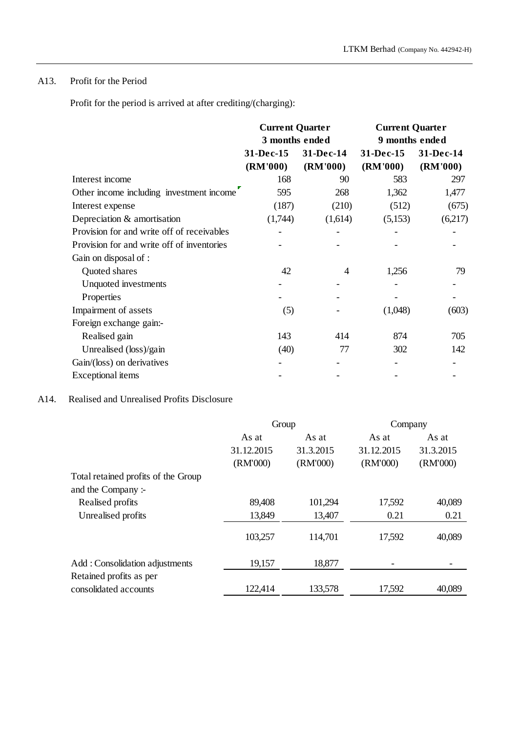## A13. Profit for the Period

Profit for the period is arrived at after crediting/(charging):

| | **Current Quarter 3 months ended** | | **Current Quarter 9 months ended** | |
|---|---|---|---|---|
| | **31-Dec-15 (RM'000)** | **31-Dec-14 (RM'000)** | **31-Dec-15 (RM'000)** | **31-Dec-14 (RM'000)** |
| Interest income | 168 | 90 | 583 | 297 |
| Other income including investment income | 595 | 268 | 1,362 | 1,477 |
| Interest expense | (187) | (210) | (512) | (675) |
| Depreciation & amortisation | (1,744) | (1,614) | (5,153) | (6,217) |
| Provision for and write off of receivables | - | - | - | - |
| Provision for and write off of inventories | - | - | - | - |
| Gain on disposal of : | | | | |
| Quoted shares | 42 | 4 | 1,256 | 79 |
| Unquoted investments | - | - | - | - |
| Properties | - | - | - | - |
| Impairment of assets | (5) | - | (1,048) | (603) |
| Foreign exchange gain:- | | | | |
| Realised gain | 143 | 414 | 874 | 705 |
| Unrealised (loss)/gain | (40) | 77 | 302 | 142 |
| Gain/(loss) on derivatives | - | - | - | - |
| Exceptional items | - | - | - | - |

## A14. Realised and Unrealised Profits Disclosure

| | Group | | Company | |
|---|---|---|---|---|
| | As at 31.12.2015 (RM'000) | As at 31.3.2015 (RM'000) | As at 31.12.2015 (RM'000) | As at 31.3.2015 (RM'000) |
| Total retained profits of the Group and the Company :- | | | | |
| Realised profits | 89,408 | 101,294 | 17,592 | 40,089 |
| Unrealised profits | 13,849 | 13,407 | 0.21 | 0.21 |
| | 103,257 | 114,701 | 17,592 | 40,089 |
| Add : Consolidation adjustments | 19,157 | 18,877 | - | - |
| Retained profits as per consolidated accounts | 122,414 | 133,578 | 17,592 | 40,089 |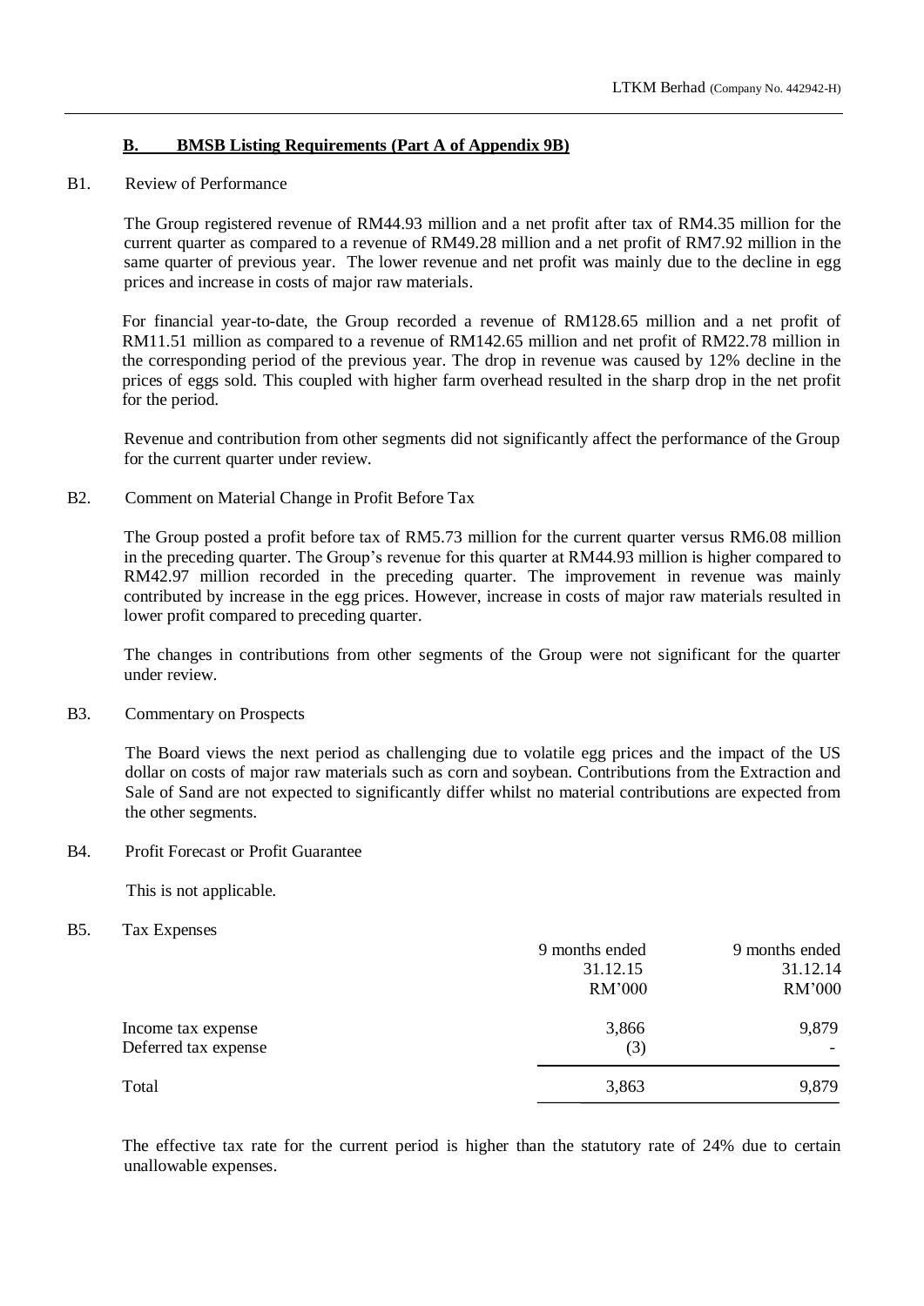## B. BMSB Listing Requirements (Part A of Appendix 9B)

### B1. Review of Performance

The Group registered revenue of RM44.93 million and a net profit after tax of RM4.35 million for the current quarter as compared to a revenue of RM49.28 million and a net profit of RM7.92 million in the same quarter of previous year. The lower revenue and net profit was mainly due to the decline in egg prices and increase in costs of major raw materials.

For financial year-to-date, the Group recorded a revenue of RM128.65 million and a net profit of RM11.51 million as compared to a revenue of RM142.65 million and net profit of RM22.78 million in the corresponding period of the previous year. The drop in revenue was caused by 12% decline in the prices of eggs sold. This coupled with higher farm overhead resulted in the sharp drop in the net profit for the period.

Revenue and contribution from other segments did not significantly affect the performance of the Group for the current quarter under review.

### B2. Comment on Material Change in Profit Before Tax

The Group posted a profit before tax of RM5.73 million for the current quarter versus RM6.08 million in the preceding quarter. The Group's revenue for this quarter at RM44.93 million is higher compared to RM42.97 million recorded in the preceding quarter. The improvement in revenue was mainly contributed by increase in the egg prices. However, increase in costs of major raw materials resulted in lower profit compared to preceding quarter.

The changes in contributions from other segments of the Group were not significant for the quarter under review.

### B3. Commentary on Prospects

The Board views the next period as challenging due to volatile egg prices and the impact of the US dollar on costs of major raw materials such as corn and soybean. Contributions from the Extraction and Sale of Sand are not expected to significantly differ whilst no material contributions are expected from the other segments.

### B4. Profit Forecast or Profit Guarantee

This is not applicable.

### B5. Tax Expenses

| | 9 months ended 31.12.15 RM'000 | 9 months ended 31.12.14 RM'000 |
|---|---|---|
| Income tax expense | 3,866 | 9,879 |
| Deferred tax expense | (3) | - |
| Total | 3,863 | 9,879 |

The effective tax rate for the current period is higher than the statutory rate of 24% due to certain unallowable expenses.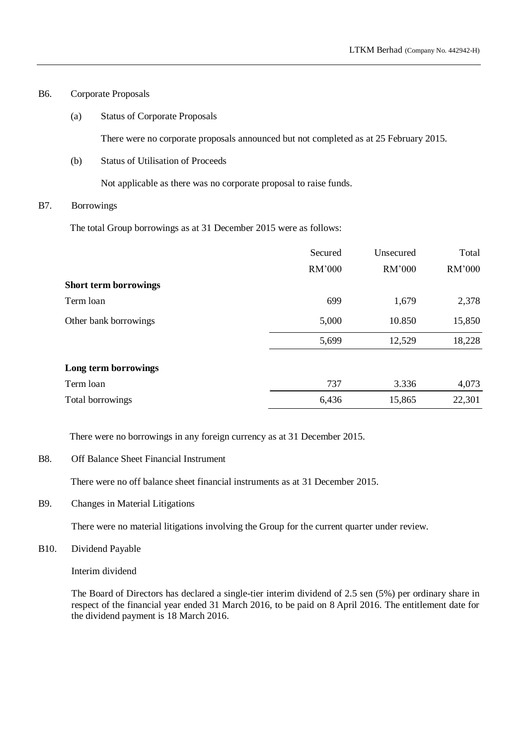B6. Corporate Proposals

(a) Status of Corporate Proposals

There were no corporate proposals announced but not completed as at 25 February 2015.

(b) Status of Utilisation of Proceeds

Not applicable as there was no corporate proposal to raise funds.

B7. Borrowings

The total Group borrowings as at 31 December 2015 were as follows:

| | Secured | Unsecured | Total |
|---|---|---|---|
| | RM'000 | RM'000 | RM'000 |
| **Short term borrowings** | | | |
| Term loan | 699 | 1,679 | 2,378 |
| Other bank borrowings | 5,000 | 10.850 | 15,850 |
| | 5,699 | 12,529 | 18,228 |
| **Long term borrowings** | | | |
| Term loan | 737 | 3.336 | 4,073 |
| Total borrowings | 6,436 | 15,865 | 22,301 |

There were no borrowings in any foreign currency as at 31 December 2015.

B8. Off Balance Sheet Financial Instrument

There were no off balance sheet financial instruments as at 31 December 2015.

B9. Changes in Material Litigations

There were no material litigations involving the Group for the current quarter under review.

B10. Dividend Payable

Interim dividend

The Board of Directors has declared a single-tier interim dividend of 2.5 sen (5%) per ordinary share in respect of the financial year ended 31 March 2016, to be paid on 8 April 2016. The entitlement date for the dividend payment is 18 March 2016.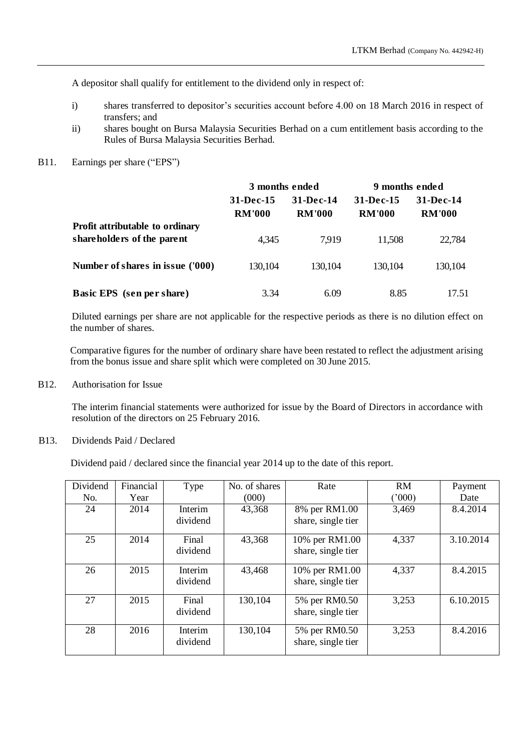A depositor shall qualify for entitlement to the dividend only in respect of:

i) shares transferred to depositor's securities account before 4.00 on 18 March 2016 in respect of transfers; and
ii) shares bought on Bursa Malaysia Securities Berhad on a cum entitlement basis according to the Rules of Bursa Malaysia Securities Berhad.

B11. Earnings per share ("EPS")

| | 3 months ended | | 9 months ended | |
|---|---|---|---|---|
| | 31-Dec-15 | 31-Dec-14 | 31-Dec-15 | 31-Dec-14 |
| | RM'000 | RM'000 | RM'000 | RM'000 |
| **Profit attributable to ordinary shareholders of the parent** | 4,345 | 7,919 | 11,508 | 22,784 |
| **Number of shares in issue ('000)** | 130,104 | 130,104 | 130,104 | 130,104 |
| **Basic EPS (sen per share)** | 3.34 | 6.09 | 8.85 | 17.51 |

Diluted earnings per share are not applicable for the respective periods as there is no dilution effect on the number of shares.

Comparative figures for the number of ordinary share have been restated to reflect the adjustment arising from the bonus issue and share split which were completed on 30 June 2015.

B12. Authorisation for Issue

The interim financial statements were authorized for issue by the Board of Directors in accordance with resolution of the directors on 25 February 2016.

B13. Dividends Paid / Declared

Dividend paid / declared since the financial year 2014 up to the date of this report.

| Dividend No. | Financial Year | Type | No. of shares (000) | Rate | RM ('000) | Payment Date |
|---|---|---|---|---|---|---|
| 24 | 2014 | Interim dividend | 43,368 | 8% per RM1.00 share, single tier | 3,469 | 8.4.2014 |
| 25 | 2014 | Final dividend | 43,368 | 10% per RM1.00 share, single tier | 4,337 | 3.10.2014 |
| 26 | 2015 | Interim dividend | 43,468 | 10% per RM1.00 share, single tier | 4,337 | 8.4.2015 |
| 27 | 2015 | Final dividend | 130,104 | 5% per RM0.50 share, single tier | 3,253 | 6.10.2015 |
| 28 | 2016 | Interim dividend | 130,104 | 5% per RM0.50 share, single tier | 3,253 | 8.4.2016 |